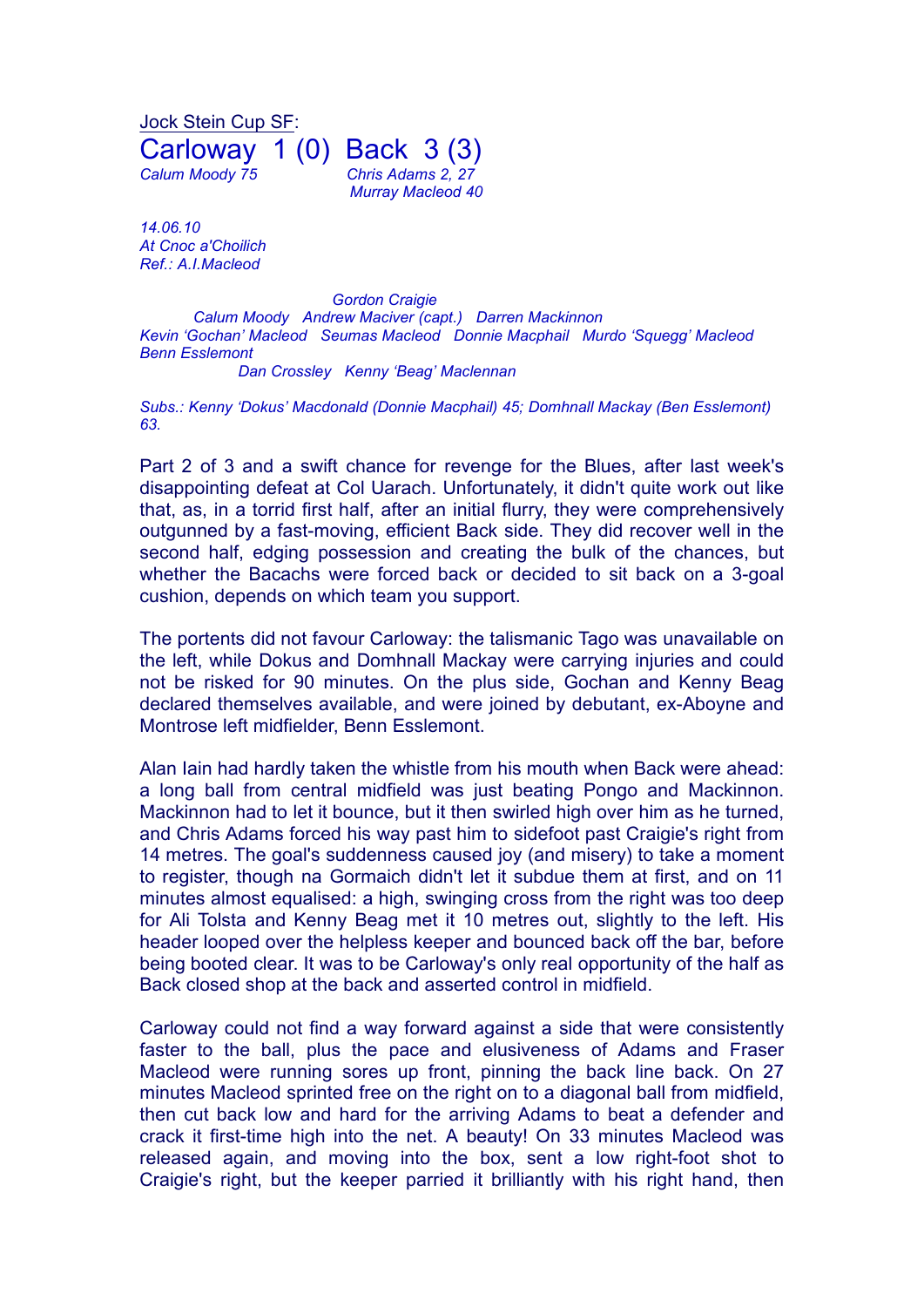Jock Stein Cup SF:

# Carloway 1 (0) Back 3 (3)

*Calum Moody 75* — *Chris Adams 2, 27; Murray Macleod 40*

*14.06.10*
*At Cnoc a'Choilich*
*Ref.: A.I.Macleod*

*Gordon Craigie*
*Calum Moody   Andrew Maciver (capt.)   Darren Mackinnon*
*Kevin 'Gochan' Macleod   Seumas Macleod   Donnie Macphail   Murdo 'Squegg' Macleod*
*Benn Esslemont*
*Dan Crossley   Kenny 'Beag' Maclennan*

*Subs.: Kenny 'Dokus' Macdonald (Donnie Macphail) 45; Domhnall Mackay (Ben Esslemont) 63.*

Part 2 of 3 and a swift chance for revenge for the Blues, after last week's disappointing defeat at Col Uarach. Unfortunately, it didn't quite work out like that, as, in a torrid first half, after an initial flurry, they were comprehensively outgunned by a fast-moving, efficient Back side. They did recover well in the second half, edging possession and creating the bulk of the chances, but whether the Bacachs were forced back or decided to sit back on a 3-goal cushion, depends on which team you support.

The portents did not favour Carloway: the talismanic Tago was unavailable on the left, while Dokus and Domhnall Mackay were carrying injuries and could not be risked for 90 minutes. On the plus side, Gochan and Kenny Beag declared themselves available, and were joined by debutant, ex-Aboyne and Montrose left midfielder, Benn Esslemont.

Alan Iain had hardly taken the whistle from his mouth when Back were ahead: a long ball from central midfield was just beating Pongo and Mackinnon. Mackinnon had to let it bounce, but it then swirled high over him as he turned, and Chris Adams forced his way past him to sidefoot past Craigie's right from 14 metres. The goal's suddenness caused joy (and misery) to take a moment to register, though na Gormaich didn't let it subdue them at first, and on 11 minutes almost equalised: a high, swinging cross from the right was too deep for Ali Tolsta and Kenny Beag met it 10 metres out, slightly to the left. His header looped over the helpless keeper and bounced back off the bar, before being booted clear. It was to be Carloway's only real opportunity of the half as Back closed shop at the back and asserted control in midfield.

Carloway could not find a way forward against a side that were consistently faster to the ball, plus the pace and elusiveness of Adams and Fraser Macleod were running sores up front, pinning the back line back. On 27 minutes Macleod sprinted free on the right on to a diagonal ball from midfield, then cut back low and hard for the arriving Adams to beat a defender and crack it first-time high into the net. A beauty! On 33 minutes Macleod was released again, and moving into the box, sent a low right-foot shot to Craigie's right, but the keeper parried it brilliantly with his right hand, then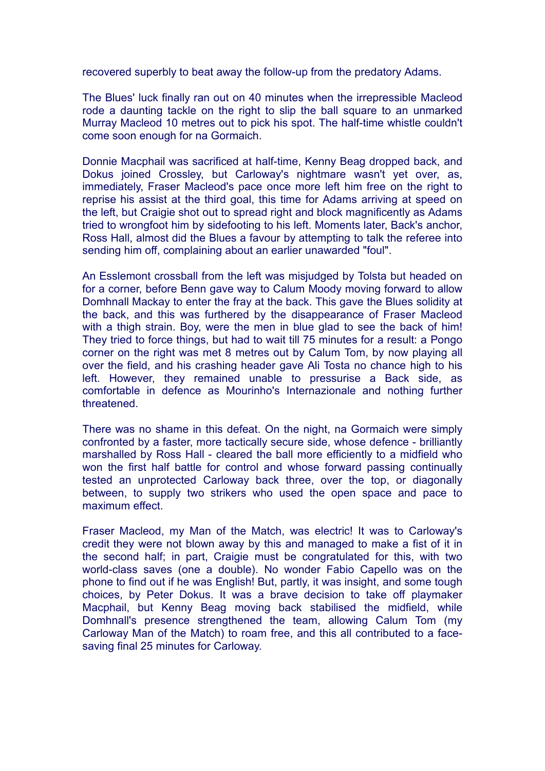recovered superbly to beat away the follow-up from the predatory Adams.

The Blues' luck finally ran out on 40 minutes when the irrepressible Macleod rode a daunting tackle on the right to slip the ball square to an unmarked Murray Macleod 10 metres out to pick his spot. The half-time whistle couldn't come soon enough for na Gormaich.

Donnie Macphail was sacrificed at half-time, Kenny Beag dropped back, and Dokus joined Crossley, but Carloway's nightmare wasn't yet over, as, immediately, Fraser Macleod's pace once more left him free on the right to reprise his assist at the third goal, this time for Adams arriving at speed on the left, but Craigie shot out to spread right and block magnificently as Adams tried to wrongfoot him by sidefooting to his left. Moments later, Back's anchor, Ross Hall, almost did the Blues a favour by attempting to talk the referee into sending him off, complaining about an earlier unawarded "foul".

An Esslemont crossball from the left was misjudged by Tolsta but headed on for a corner, before Benn gave way to Calum Moody moving forward to allow Domhnall Mackay to enter the fray at the back. This gave the Blues solidity at the back, and this was furthered by the disappearance of Fraser Macleod with a thigh strain. Boy, were the men in blue glad to see the back of him! They tried to force things, but had to wait till 75 minutes for a result: a Pongo corner on the right was met 8 metres out by Calum Tom, by now playing all over the field, and his crashing header gave Ali Tosta no chance high to his left. However, they remained unable to pressurise a Back side, as comfortable in defence as Mourinho's Internazionale and nothing further threatened.

There was no shame in this defeat. On the night, na Gormaich were simply confronted by a faster, more tactically secure side, whose defence - brilliantly marshalled by Ross Hall - cleared the ball more efficiently to a midfield who won the first half battle for control and whose forward passing continually tested an unprotected Carloway back three, over the top, or diagonally between, to supply two strikers who used the open space and pace to maximum effect.

Fraser Macleod, my Man of the Match, was electric! It was to Carloway's credit they were not blown away by this and managed to make a fist of it in the second half; in part, Craigie must be congratulated for this, with two world-class saves (one a double). No wonder Fabio Capello was on the phone to find out if he was English! But, partly, it was insight, and some tough choices, by Peter Dokus. It was a brave decision to take off playmaker Macphail, but Kenny Beag moving back stabilised the midfield, while Domhnall's presence strengthened the team, allowing Calum Tom (my Carloway Man of the Match) to roam free, and this all contributed to a face-saving final 25 minutes for Carloway.